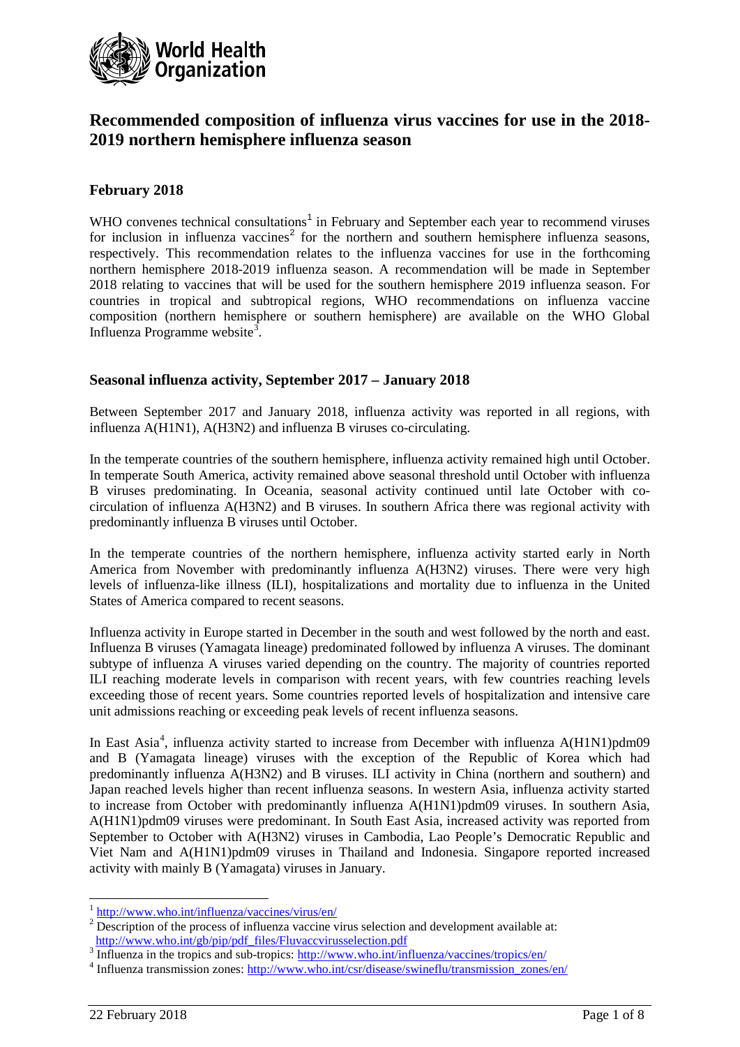World Health Organization

# Recommended composition of influenza virus vaccines for use in the 2018-2019 northern hemisphere influenza season

### February 2018

WHO convenes technical consultations[1] in February and September each year to recommend viruses for inclusion in influenza vaccines[2] for the northern and southern hemisphere influenza seasons, respectively. This recommendation relates to the influenza vaccines for use in the forthcoming northern hemisphere 2018-2019 influenza season. A recommendation will be made in September 2018 relating to vaccines that will be used for the southern hemisphere 2019 influenza season. For countries in tropical and subtropical regions, WHO recommendations on influenza vaccine composition (northern hemisphere or southern hemisphere) are available on the WHO Global Influenza Programme website[3].

### Seasonal influenza activity, September 2017 – January 2018

Between September 2017 and January 2018, influenza activity was reported in all regions, with influenza A(H1N1), A(H3N2) and influenza B viruses co-circulating.

In the temperate countries of the southern hemisphere, influenza activity remained high until October. In temperate South America, activity remained above seasonal threshold until October with influenza B viruses predominating. In Oceania, seasonal activity continued until late October with co-circulation of influenza A(H3N2) and B viruses. In southern Africa there was regional activity with predominantly influenza B viruses until October.

In the temperate countries of the northern hemisphere, influenza activity started early in North America from November with predominantly influenza A(H3N2) viruses. There were very high levels of influenza-like illness (ILI), hospitalizations and mortality due to influenza in the United States of America compared to recent seasons.

Influenza activity in Europe started in December in the south and west followed by the north and east. Influenza B viruses (Yamagata lineage) predominated followed by influenza A viruses. The dominant subtype of influenza A viruses varied depending on the country. The majority of countries reported ILI reaching moderate levels in comparison with recent years, with few countries reaching levels exceeding those of recent years. Some countries reported levels of hospitalization and intensive care unit admissions reaching or exceeding peak levels of recent influenza seasons.

In East Asia[4], influenza activity started to increase from December with influenza A(H1N1)pdm09 and B (Yamagata lineage) viruses with the exception of the Republic of Korea which had predominantly influenza A(H3N2) and B viruses. ILI activity in China (northern and southern) and Japan reached levels higher than recent influenza seasons. In western Asia, influenza activity started to increase from October with predominantly influenza A(H1N1)pdm09 viruses. In southern Asia, A(H1N1)pdm09 viruses were predominant. In South East Asia, increased activity was reported from September to October with A(H3N2) viruses in Cambodia, Lao People's Democratic Republic and Viet Nam and A(H1N1)pdm09 viruses in Thailand and Indonesia. Singapore reported increased activity with mainly B (Yamagata) viruses in January.

---

[1] http://www.who.int/influenza/vaccines/virus/en/

[2] Description of the process of influenza vaccine virus selection and development available at: http://www.who.int/gb/pip/pdf_files/Fluvaccvirusselection.pdf

[3] Influenza in the tropics and sub-tropics: http://www.who.int/influenza/vaccines/tropics/en/

[4] Influenza transmission zones: http://www.who.int/csr/disease/swineflu/transmission_zones/en/

22 February 2018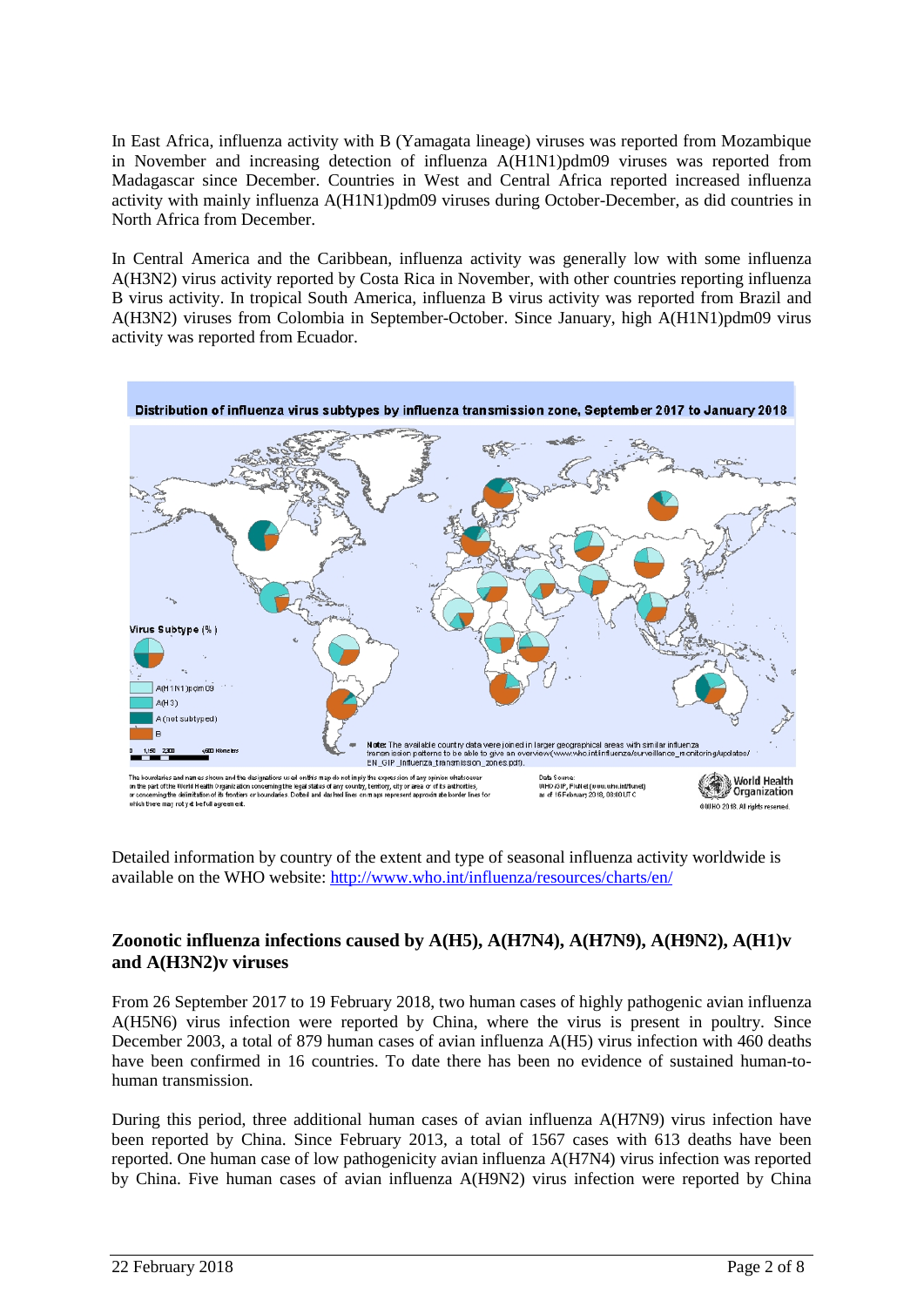In East Africa, influenza activity with B (Yamagata lineage) viruses was reported from Mozambique in November and increasing detection of influenza A(H1N1)pdm09 viruses was reported from Madagascar since December. Countries in West and Central Africa reported increased influenza activity with mainly influenza A(H1N1)pdm09 viruses during October-December, as did countries in North Africa from December.

In Central America and the Caribbean, influenza activity was generally low with some influenza A(H3N2) virus activity reported by Costa Rica in November, with other countries reporting influenza B virus activity. In tropical South America, influenza B virus activity was reported from Brazil and A(H3N2) viruses from Colombia in September-October. Since January, high A(H1N1)pdm09 virus activity was reported from Ecuador.

Distribution of influenza virus subtypes by influenza transmission zone, September 2017 to January 2018

Detailed information by country of the extent and type of seasonal influenza activity worldwide is available on the WHO website: http://www.who.int/influenza/resources/charts/en/

## Zoonotic influenza infections caused by A(H5), A(H7N4), A(H7N9), A(H9N2), A(H1)v and A(H3N2)v viruses

From 26 September 2017 to 19 February 2018, two human cases of highly pathogenic avian influenza A(H5N6) virus infection were reported by China, where the virus is present in poultry. Since December 2003, a total of 879 human cases of avian influenza A(H5) virus infection with 460 deaths have been confirmed in 16 countries. To date there has been no evidence of sustained human-to-human transmission.

During this period, three additional human cases of avian influenza A(H7N9) virus infection have been reported by China. Since February 2013, a total of 1567 cases with 613 deaths have been reported. One human case of low pathogenicity avian influenza A(H7N4) virus infection was reported by China. Five human cases of avian influenza A(H9N2) virus infection were reported by China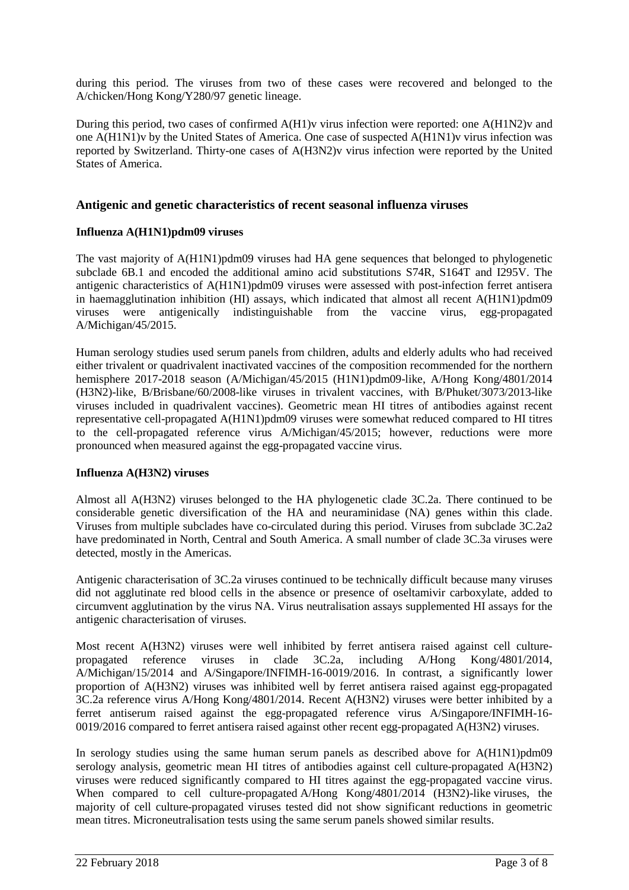during this period. The viruses from two of these cases were recovered and belonged to the A/chicken/Hong Kong/Y280/97 genetic lineage.

During this period, two cases of confirmed A(H1)v virus infection were reported: one A(H1N2)v and one A(H1N1)v by the United States of America. One case of suspected A(H1N1)v virus infection was reported by Switzerland. Thirty-one cases of A(H3N2)v virus infection were reported by the United States of America.

## Antigenic and genetic characteristics of recent seasonal influenza viruses

### Influenza A(H1N1)pdm09 viruses

The vast majority of A(H1N1)pdm09 viruses had HA gene sequences that belonged to phylogenetic subclade 6B.1 and encoded the additional amino acid substitutions S74R, S164T and I295V. The antigenic characteristics of A(H1N1)pdm09 viruses were assessed with post-infection ferret antisera in haemagglutination inhibition (HI) assays, which indicated that almost all recent A(H1N1)pdm09 viruses were antigenically indistinguishable from the vaccine virus, egg-propagated A/Michigan/45/2015.

Human serology studies used serum panels from children, adults and elderly adults who had received either trivalent or quadrivalent inactivated vaccines of the composition recommended for the northern hemisphere 2017-2018 season (A/Michigan/45/2015 (H1N1)pdm09-like, A/Hong Kong/4801/2014 (H3N2)-like, B/Brisbane/60/2008-like viruses in trivalent vaccines, with B/Phuket/3073/2013-like viruses included in quadrivalent vaccines). Geometric mean HI titres of antibodies against recent representative cell-propagated A(H1N1)pdm09 viruses were somewhat reduced compared to HI titres to the cell-propagated reference virus A/Michigan/45/2015; however, reductions were more pronounced when measured against the egg-propagated vaccine virus.

### Influenza A(H3N2) viruses

Almost all A(H3N2) viruses belonged to the HA phylogenetic clade 3C.2a. There continued to be considerable genetic diversification of the HA and neuraminidase (NA) genes within this clade. Viruses from multiple subclades have co-circulated during this period. Viruses from subclade 3C.2a2 have predominated in North, Central and South America. A small number of clade 3C.3a viruses were detected, mostly in the Americas.

Antigenic characterisation of 3C.2a viruses continued to be technically difficult because many viruses did not agglutinate red blood cells in the absence or presence of oseltamivir carboxylate, added to circumvent agglutination by the virus NA. Virus neutralisation assays supplemented HI assays for the antigenic characterisation of viruses.

Most recent A(H3N2) viruses were well inhibited by ferret antisera raised against cell culture-propagated reference viruses in clade 3C.2a, including A/Hong Kong/4801/2014, A/Michigan/15/2014 and A/Singapore/INFIMH-16-0019/2016. In contrast, a significantly lower proportion of A(H3N2) viruses was inhibited well by ferret antisera raised against egg-propagated 3C.2a reference virus A/Hong Kong/4801/2014. Recent A(H3N2) viruses were better inhibited by a ferret antiserum raised against the egg-propagated reference virus A/Singapore/INFIMH-16-0019/2016 compared to ferret antisera raised against other recent egg-propagated A(H3N2) viruses.

In serology studies using the same human serum panels as described above for A(H1N1)pdm09 serology analysis, geometric mean HI titres of antibodies against cell culture-propagated A(H3N2) viruses were reduced significantly compared to HI titres against the egg-propagated vaccine virus. When compared to cell culture-propagated A/Hong Kong/4801/2014 (H3N2)-like viruses, the majority of cell culture-propagated viruses tested did not show significant reductions in geometric mean titres. Microneutralisation tests using the same serum panels showed similar results.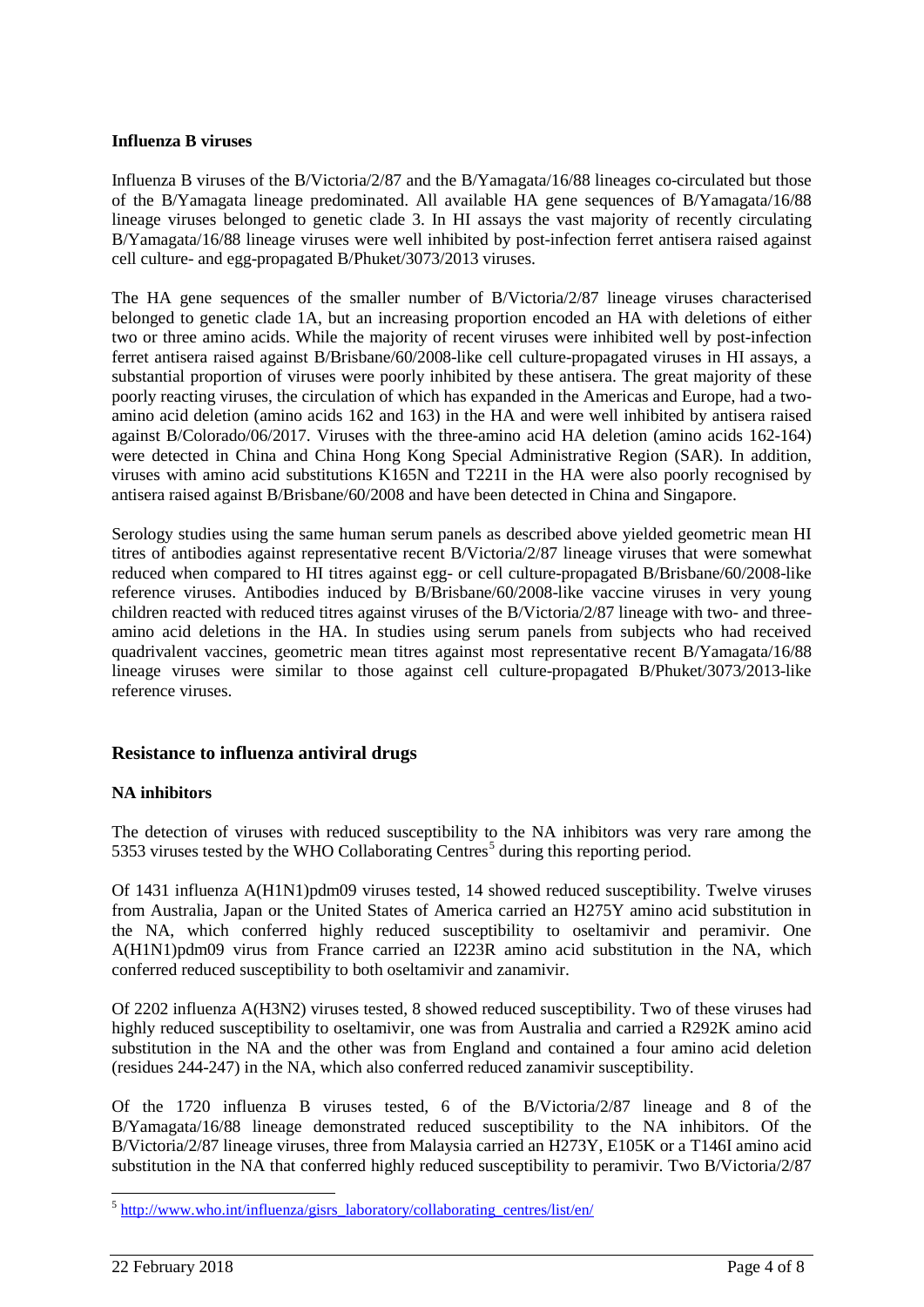**Influenza B viruses**

Influenza B viruses of the B/Victoria/2/87 and the B/Yamagata/16/88 lineages co-circulated but those of the B/Yamagata lineage predominated. All available HA gene sequences of B/Yamagata/16/88 lineage viruses belonged to genetic clade 3. In HI assays the vast majority of recently circulating B/Yamagata/16/88 lineage viruses were well inhibited by post-infection ferret antisera raised against cell culture- and egg-propagated B/Phuket/3073/2013 viruses.

The HA gene sequences of the smaller number of B/Victoria/2/87 lineage viruses characterised belonged to genetic clade 1A, but an increasing proportion encoded an HA with deletions of either two or three amino acids. While the majority of recent viruses were inhibited well by post-infection ferret antisera raised against B/Brisbane/60/2008-like cell culture-propagated viruses in HI assays, a substantial proportion of viruses were poorly inhibited by these antisera. The great majority of these poorly reacting viruses, the circulation of which has expanded in the Americas and Europe, had a two-amino acid deletion (amino acids 162 and 163) in the HA and were well inhibited by antisera raised against B/Colorado/06/2017. Viruses with the three-amino acid HA deletion (amino acids 162-164) were detected in China and China Hong Kong Special Administrative Region (SAR). In addition, viruses with amino acid substitutions K165N and T221I in the HA were also poorly recognised by antisera raised against B/Brisbane/60/2008 and have been detected in China and Singapore.

Serology studies using the same human serum panels as described above yielded geometric mean HI titres of antibodies against representative recent B/Victoria/2/87 lineage viruses that were somewhat reduced when compared to HI titres against egg- or cell culture-propagated B/Brisbane/60/2008-like reference viruses. Antibodies induced by B/Brisbane/60/2008-like vaccine viruses in very young children reacted with reduced titres against viruses of the B/Victoria/2/87 lineage with two- and three-amino acid deletions in the HA. In studies using serum panels from subjects who had received quadrivalent vaccines, geometric mean titres against most representative recent B/Yamagata/16/88 lineage viruses were similar to those against cell culture-propagated B/Phuket/3073/2013-like reference viruses.

## Resistance to influenza antiviral drugs

**NA inhibitors**

The detection of viruses with reduced susceptibility to the NA inhibitors was very rare among the 5353 viruses tested by the WHO Collaborating Centres[5] during this reporting period.

Of 1431 influenza A(H1N1)pdm09 viruses tested, 14 showed reduced susceptibility. Twelve viruses from Australia, Japan or the United States of America carried an H275Y amino acid substitution in the NA, which conferred highly reduced susceptibility to oseltamivir and peramivir. One A(H1N1)pdm09 virus from France carried an I223R amino acid substitution in the NA, which conferred reduced susceptibility to both oseltamivir and zanamivir.

Of 2202 influenza A(H3N2) viruses tested, 8 showed reduced susceptibility. Two of these viruses had highly reduced susceptibility to oseltamivir, one was from Australia and carried a R292K amino acid substitution in the NA and the other was from England and contained a four amino acid deletion (residues 244-247) in the NA, which also conferred reduced zanamivir susceptibility.

Of the 1720 influenza B viruses tested, 6 of the B/Victoria/2/87 lineage and 8 of the B/Yamagata/16/88 lineage demonstrated reduced susceptibility to the NA inhibitors. Of the B/Victoria/2/87 lineage viruses, three from Malaysia carried an H273Y, E105K or a T146I amino acid substitution in the NA that conferred highly reduced susceptibility to peramivir. Two B/Victoria/2/87

[5] http://www.who.int/influenza/gisrs_laboratory/collaborating_centres/list/en/

22 February 2018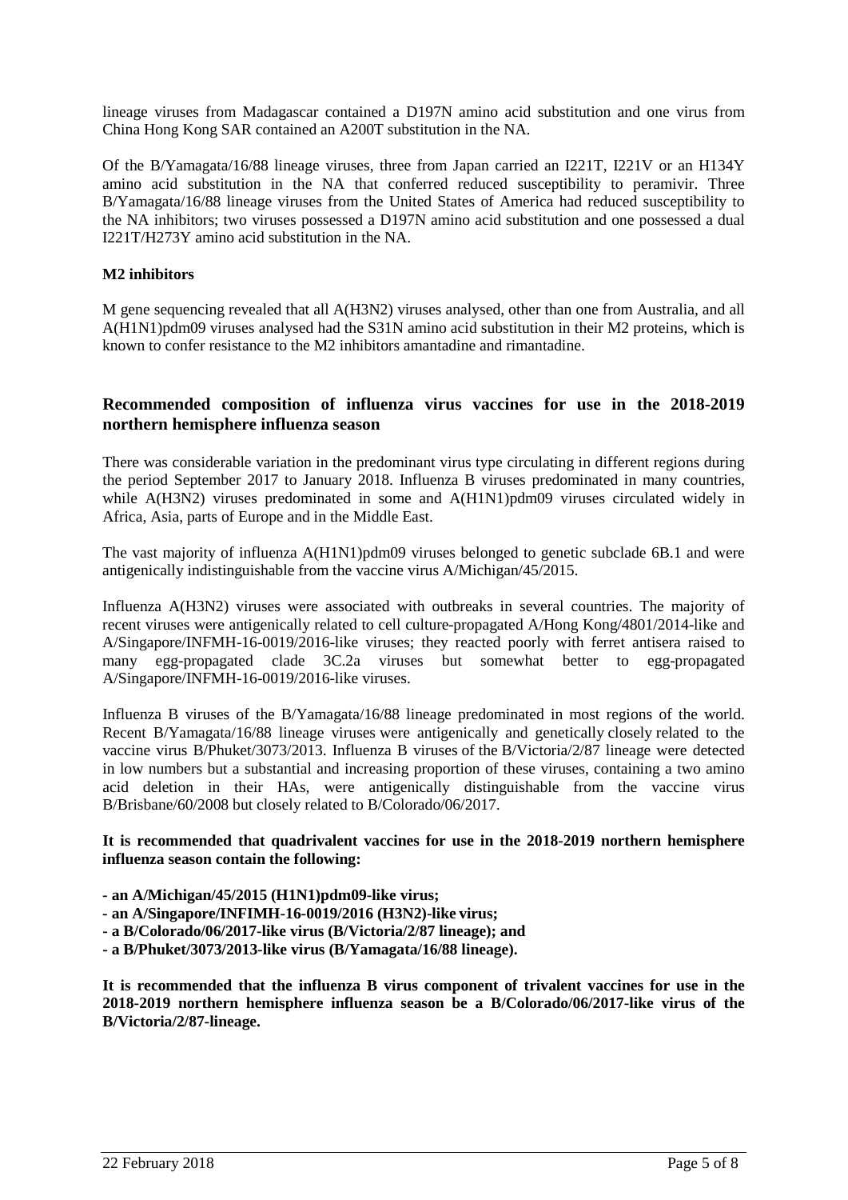lineage viruses from Madagascar contained a D197N amino acid substitution and one virus from China Hong Kong SAR contained an A200T substitution in the NA.

Of the B/Yamagata/16/88 lineage viruses, three from Japan carried an I221T, I221V or an H134Y amino acid substitution in the NA that conferred reduced susceptibility to peramivir. Three B/Yamagata/16/88 lineage viruses from the United States of America had reduced susceptibility to the NA inhibitors; two viruses possessed a D197N amino acid substitution and one possessed a dual I221T/H273Y amino acid substitution in the NA.

**M2 inhibitors**

M gene sequencing revealed that all A(H3N2) viruses analysed, other than one from Australia, and all A(H1N1)pdm09 viruses analysed had the S31N amino acid substitution in their M2 proteins, which is known to confer resistance to the M2 inhibitors amantadine and rimantadine.

## Recommended composition of influenza virus vaccines for use in the 2018-2019 northern hemisphere influenza season

There was considerable variation in the predominant virus type circulating in different regions during the period September 2017 to January 2018. Influenza B viruses predominated in many countries, while A(H3N2) viruses predominated in some and A(H1N1)pdm09 viruses circulated widely in Africa, Asia, parts of Europe and in the Middle East.

The vast majority of influenza A(H1N1)pdm09 viruses belonged to genetic subclade 6B.1 and were antigenically indistinguishable from the vaccine virus A/Michigan/45/2015.

Influenza A(H3N2) viruses were associated with outbreaks in several countries. The majority of recent viruses were antigenically related to cell culture-propagated A/Hong Kong/4801/2014-like and A/Singapore/INFMH-16-0019/2016-like viruses; they reacted poorly with ferret antisera raised to many egg-propagated clade 3C.2a viruses but somewhat better to egg-propagated A/Singapore/INFMH-16-0019/2016-like viruses.

Influenza B viruses of the B/Yamagata/16/88 lineage predominated in most regions of the world. Recent B/Yamagata/16/88 lineage viruses were antigenically and genetically closely related to the vaccine virus B/Phuket/3073/2013. Influenza B viruses of the B/Victoria/2/87 lineage were detected in low numbers but a substantial and increasing proportion of these viruses, containing a two amino acid deletion in their HAs, were antigenically distinguishable from the vaccine virus B/Brisbane/60/2008 but closely related to B/Colorado/06/2017.

**It is recommended that quadrivalent vaccines for use in the 2018-2019 northern hemisphere influenza season contain the following:**

- **an A/Michigan/45/2015 (H1N1)pdm09-like virus;**
- **an A/Singapore/INFIMH-16-0019/2016 (H3N2)-like virus;**
- **a B/Colorado/06/2017-like virus (B/Victoria/2/87 lineage); and**
- **a B/Phuket/3073/2013-like virus (B/Yamagata/16/88 lineage).**

**It is recommended that the influenza B virus component of trivalent vaccines for use in the 2018-2019 northern hemisphere influenza season be a B/Colorado/06/2017-like virus of the B/Victoria/2/87-lineage.**

22 February 2018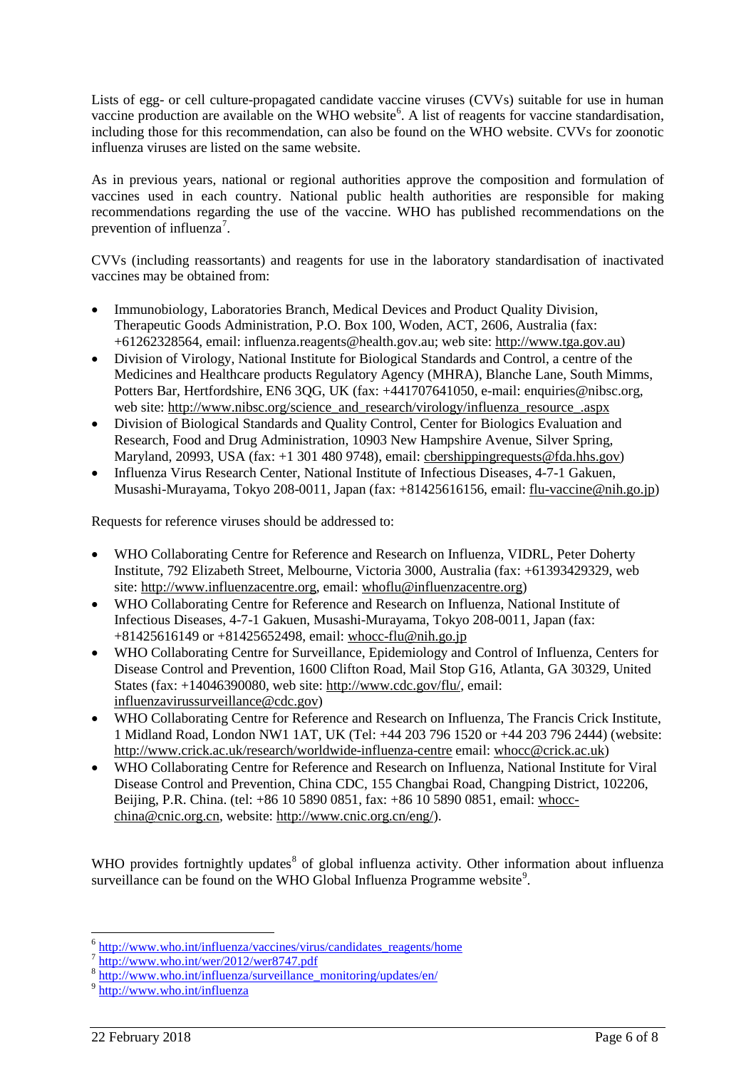Lists of egg- or cell culture-propagated candidate vaccine viruses (CVVs) suitable for use in human vaccine production are available on the WHO website[6]. A list of reagents for vaccine standardisation, including those for this recommendation, can also be found on the WHO website. CVVs for zoonotic influenza viruses are listed on the same website.

As in previous years, national or regional authorities approve the composition and formulation of vaccines used in each country. National public health authorities are responsible for making recommendations regarding the use of the vaccine. WHO has published recommendations on the prevention of influenza[7].

CVVs (including reassortants) and reagents for use in the laboratory standardisation of inactivated vaccines may be obtained from:

- Immunobiology, Laboratories Branch, Medical Devices and Product Quality Division, Therapeutic Goods Administration, P.O. Box 100, Woden, ACT, 2606, Australia (fax: +61262328564, email: influenza.reagents@health.gov.au; web site: http://www.tga.gov.au)
- Division of Virology, National Institute for Biological Standards and Control, a centre of the Medicines and Healthcare products Regulatory Agency (MHRA), Blanche Lane, South Mimms, Potters Bar, Hertfordshire, EN6 3QG, UK (fax: +441707641050, e-mail: enquiries@nibsc.org, web site: http://www.nibsc.org/science_and_research/virology/influenza_resource_.aspx
- Division of Biological Standards and Quality Control, Center for Biologics Evaluation and Research, Food and Drug Administration, 10903 New Hampshire Avenue, Silver Spring, Maryland, 20993, USA (fax: +1 301 480 9748), email: cbershippingrequests@fda.hhs.gov)
- Influenza Virus Research Center, National Institute of Infectious Diseases, 4-7-1 Gakuen, Musashi-Murayama, Tokyo 208-0011, Japan (fax: +81425616156, email: flu-vaccine@nih.go.jp)

Requests for reference viruses should be addressed to:

- WHO Collaborating Centre for Reference and Research on Influenza, VIDRL, Peter Doherty Institute, 792 Elizabeth Street, Melbourne, Victoria 3000, Australia (fax: +61393429329, web site: http://www.influenzacentre.org, email: whoflu@influenzacentre.org)
- WHO Collaborating Centre for Reference and Research on Influenza, National Institute of Infectious Diseases, 4-7-1 Gakuen, Musashi-Murayama, Tokyo 208-0011, Japan (fax: +81425616149 or +81425652498, email: whocc-flu@nih.go.jp
- WHO Collaborating Centre for Surveillance, Epidemiology and Control of Influenza, Centers for Disease Control and Prevention, 1600 Clifton Road, Mail Stop G16, Atlanta, GA 30329, United States (fax: +14046390080, web site: http://www.cdc.gov/flu/, email: influenzavirussurveillance@cdc.gov)
- WHO Collaborating Centre for Reference and Research on Influenza, The Francis Crick Institute, 1 Midland Road, London NW1 1AT, UK (Tel: +44 203 796 1520 or +44 203 796 2444) (website: http://www.crick.ac.uk/research/worldwide-influenza-centre email: whocc@crick.ac.uk)
- WHO Collaborating Centre for Reference and Research on Influenza, National Institute for Viral Disease Control and Prevention, China CDC, 155 Changbai Road, Changping District, 102206, Beijing, P.R. China. (tel: +86 10 5890 0851, fax: +86 10 5890 0851, email: whocc-china@cnic.org.cn, website: http://www.cnic.org.cn/eng/).

WHO provides fortnightly updates[8] of global influenza activity. Other information about influenza surveillance can be found on the WHO Global Influenza Programme website[9].

---

[6] http://www.who.int/influenza/vaccines/virus/candidates_reagents/home

[7] http://www.who.int/wer/2012/wer8747.pdf

[8] http://www.who.int/influenza/surveillance_monitoring/updates/en/

[9] http://www.who.int/influenza

22 February 2018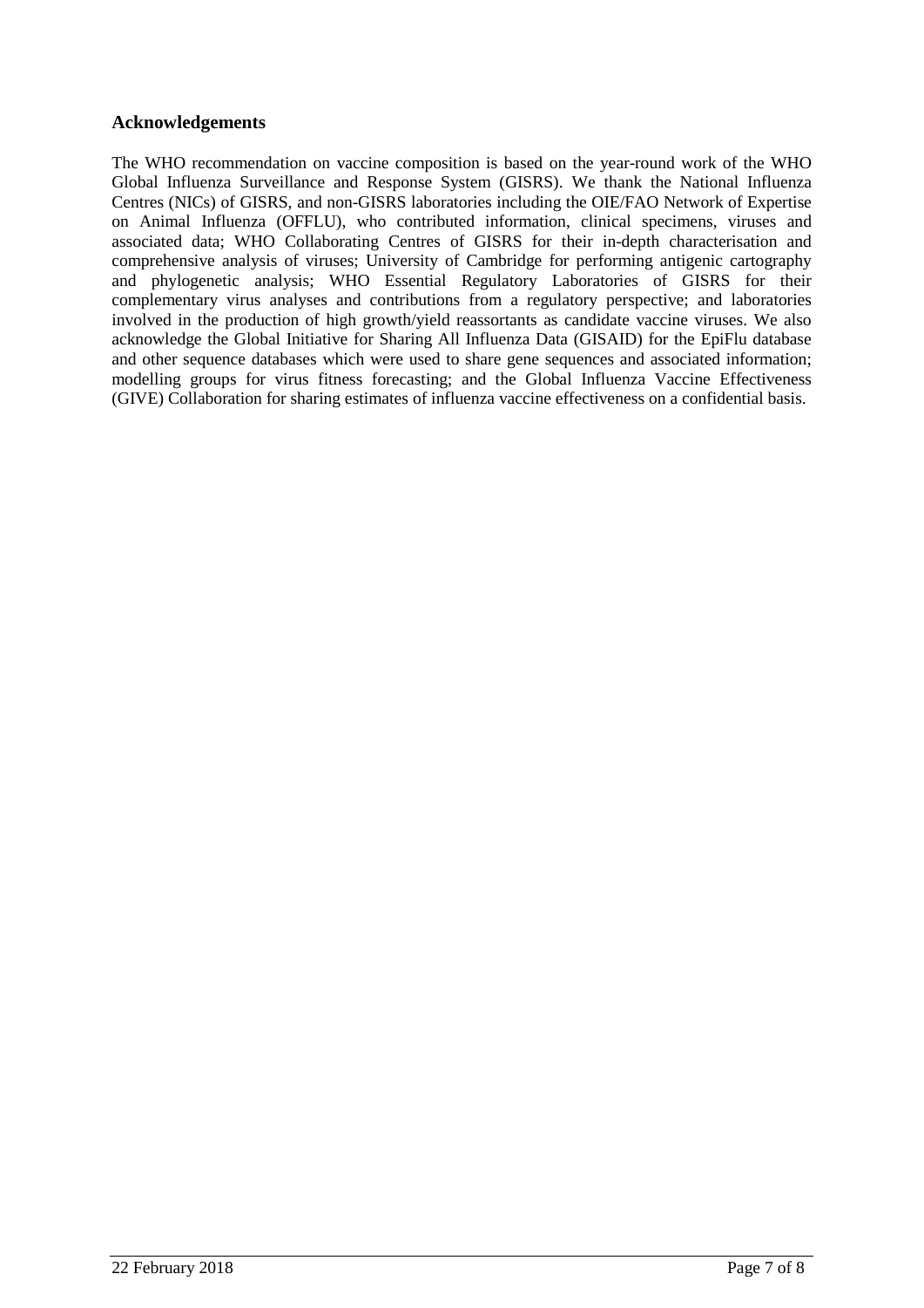## Acknowledgements

The WHO recommendation on vaccine composition is based on the year-round work of the WHO Global Influenza Surveillance and Response System (GISRS). We thank the National Influenza Centres (NICs) of GISRS, and non-GISRS laboratories including the OIE/FAO Network of Expertise on Animal Influenza (OFFLU), who contributed information, clinical specimens, viruses and associated data; WHO Collaborating Centres of GISRS for their in-depth characterisation and comprehensive analysis of viruses; University of Cambridge for performing antigenic cartography and phylogenetic analysis; WHO Essential Regulatory Laboratories of GISRS for their complementary virus analyses and contributions from a regulatory perspective; and laboratories involved in the production of high growth/yield reassortants as candidate vaccine viruses. We also acknowledge the Global Initiative for Sharing All Influenza Data (GISAID) for the EpiFlu database and other sequence databases which were used to share gene sequences and associated information; modelling groups for virus fitness forecasting; and the Global Influenza Vaccine Effectiveness (GIVE) Collaboration for sharing estimates of influenza vaccine effectiveness on a confidential basis.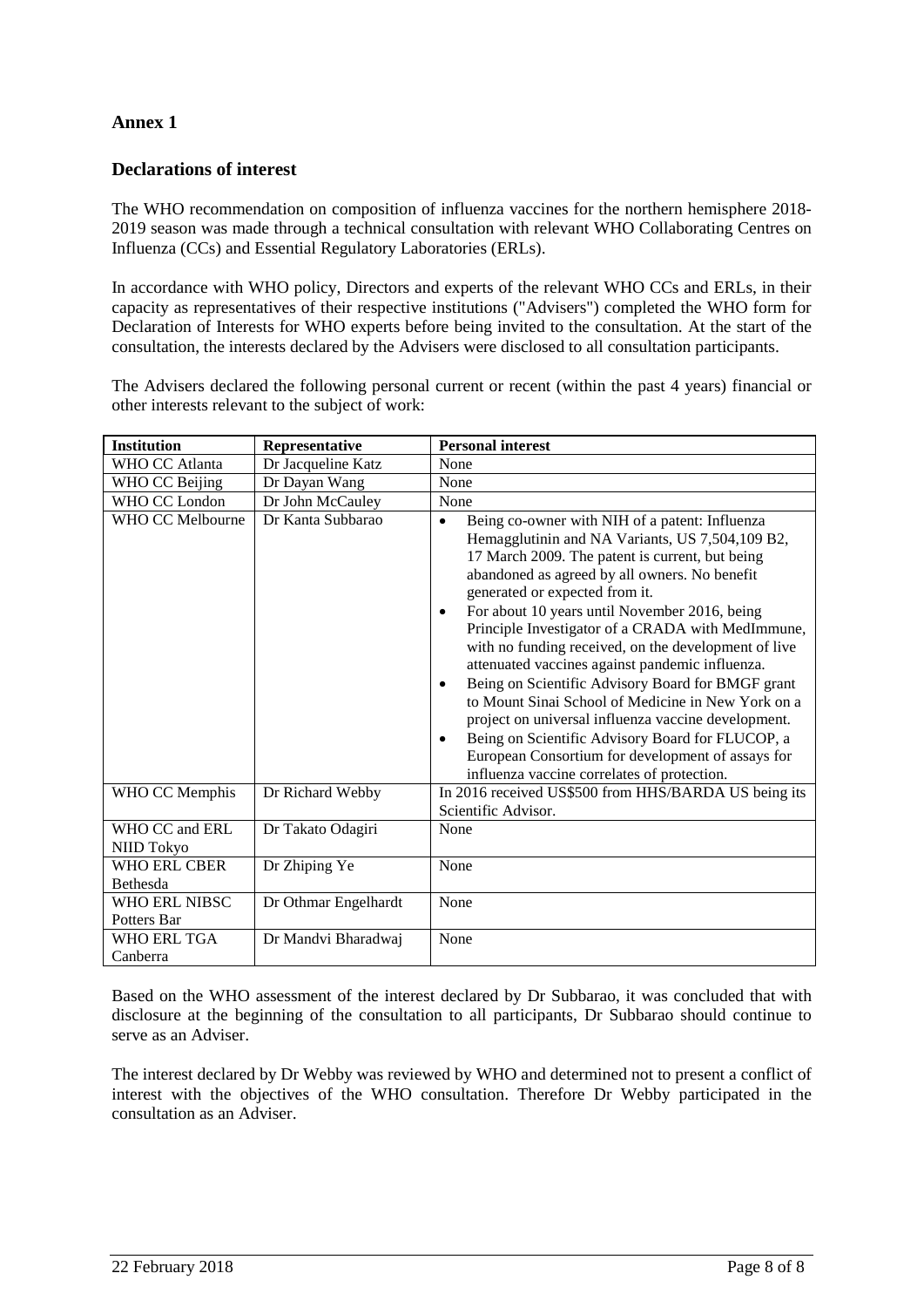## Annex 1

### Declarations of interest

The WHO recommendation on composition of influenza vaccines for the northern hemisphere 2018-2019 season was made through a technical consultation with relevant WHO Collaborating Centres on Influenza (CCs) and Essential Regulatory Laboratories (ERLs).

In accordance with WHO policy, Directors and experts of the relevant WHO CCs and ERLs, in their capacity as representatives of their respective institutions ("Advisers") completed the WHO form for Declaration of Interests for WHO experts before being invited to the consultation. At the start of the consultation, the interests declared by the Advisers were disclosed to all consultation participants.

The Advisers declared the following personal current or recent (within the past 4 years) financial or other interests relevant to the subject of work:

| Institution | Representative | Personal interest |
|---|---|---|
| WHO CC Atlanta | Dr Jacqueline Katz | None |
| WHO CC Beijing | Dr Dayan Wang | None |
| WHO CC London | Dr John McCauley | None |
| WHO CC Melbourne | Dr Kanta Subbarao | • Being co-owner with NIH of a patent: Influenza Hemagglutinin and NA Variants, US 7,504,109 B2, 17 March 2009. The patent is current, but being abandoned as agreed by all owners. No benefit generated or expected from it.<br>• For about 10 years until November 2016, being Principle Investigator of a CRADA with MedImmune, with no funding received, on the development of live attenuated vaccines against pandemic influenza.<br>• Being on Scientific Advisory Board for BMGF grant to Mount Sinai School of Medicine in New York on a project on universal influenza vaccine development.<br>• Being on Scientific Advisory Board for FLUCOP, a European Consortium for development of assays for influenza vaccine correlates of protection. |
| WHO CC Memphis | Dr Richard Webby | In 2016 received US$500 from HHS/BARDA US being its Scientific Advisor. |
| WHO CC and ERL NIID Tokyo | Dr Takato Odagiri | None |
| WHO ERL CBER Bethesda | Dr Zhiping Ye | None |
| WHO ERL NIBSC Potters Bar | Dr Othmar Engelhardt | None |
| WHO ERL TGA Canberra | Dr Mandvi Bharadwaj | None |

Based on the WHO assessment of the interest declared by Dr Subbarao, it was concluded that with disclosure at the beginning of the consultation to all participants, Dr Subbarao should continue to serve as an Adviser.

The interest declared by Dr Webby was reviewed by WHO and determined not to present a conflict of interest with the objectives of the WHO consultation. Therefore Dr Webby participated in the consultation as an Adviser.

22 February 2018